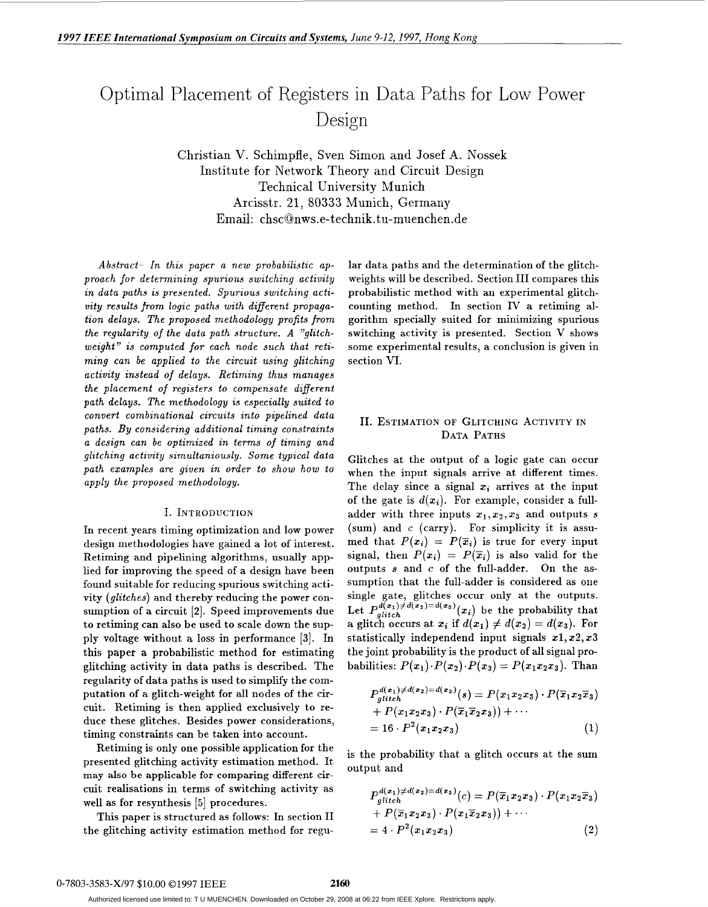# Optimal Placement of Registers in Data Paths for Low Power Design

Christian V. Schimpfle, Sven Simon and Josef A. Nossek
Institute for Network Theory and Circuit Design
Technical University Munich
Arcisstr. 21, 80333 Munich, Germany
Email: chsc@nws.e-technik.tu-muenchen.de

*Abstract- In this paper a new probabilistic approach for determining spurious switching activity in data paths is presented. Spurious switching activity results from logic paths with different propagation delays. The proposed methodology profits from the regularity of the data path structure. A "glitch-weight" is computed for each node such that retiming can be applied to the circuit using glitching activity instead of delays. Retiming thus manages the placement of registers to compensate different path delays. The methodology is especially suited to convert combinational circuits into pipelined data paths. By considering additional timing constraints a design can be optimized in terms of timing and glitching activity simultaniously. Some typical data path examples are given in order to show how to apply the proposed methodology.*

## I. Introduction

In recent years timing optimization and low power design methodologies have gained a lot of interest. Retiming and pipelining algorithms, usually applied for improving the speed of a design have been found suitable for reducing spurious switching activity (*glitches*) and thereby reducing the power consumption of a circuit [2]. Speed improvements due to retiming can also be used to scale down the supply voltage without a loss in performance [3]. In this paper a probabilistic method for estimating glitching activity in data paths is described. The regularity of data paths is used to simplify the computation of a glitch-weight for all nodes of the circuit. Retiming is then applied exclusively to reduce these glitches. Besides power considerations, timing constraints can be taken into account.

Retiming is only one possible application for the presented glitching activity estimation method. It may also be applicable for comparing different circuit realisations in terms of switching activity as well as for resynthesis [5] procedures.

This paper is structured as follows: In section II the glitching activity estimation method for regular data paths and the determination of the glitch-weights will be described. Section III compares this probabilistic method with an experimental glitch-counting method. In section IV a retiming algorithm specially suited for minimizing spurious switching activity is presented. Section V shows some experimental results, a conclusion is given in section VI.

## II. Estimation of Glitching Activity in Data Paths

Glitches at the output of a logic gate can occur when the input signals arrive at different times. The delay since a signal $x_i$ arrives at the input of the gate is $d(x_i)$. For example, consider a full-adder with three inputs $x_1, x_2, x_3$ and outputs $s$ (sum) and $c$ (carry). For simplicity it is assumed that $P(x_i) = P(\overline{x}_i)$ is true for every input signal, then $P(x_i) = P(\overline{x}_i)$ is also valid for the outputs $s$ and $c$ of the full-adder. On the assumption that the full-adder is considered as one single gate, glitches occur only at the outputs. Let $P_{glitch}^{d(x_1)\neq d(x_2)=d(x_3)}(x_i)$ be the probability that a glitch occurs at $x_i$ if $d(x_1) \neq d(x_2) = d(x_3)$. For statistically independend input signals $x1, x2, x3$ the joint probability is the product of all signal probabilities: $P(x_1)\cdot P(x_2)\cdot P(x_3) = P(x_1x_2x_3)$. Than

$$P_{glitch}^{d(x_1)\neq d(x_2)=d(x_3)}(s) = P(x_1x_2x_3)\cdot P(\overline{x}_1x_2\overline{x}_3) + P(x_1x_2x_3)\cdot P(\overline{x}_1\overline{x}_2x_3)) + \cdots = 16\cdot P^2(x_1x_2x_3) \tag{1}$$

is the probability that a glitch occurs at the sum output and

$$P_{glitch}^{d(x_1)\neq d(x_2)=d(x_3)}(c) = P(\overline{x}_1x_2x_3)\cdot P(x_1x_2\overline{x}_3) + P(\overline{x}_1x_2x_3)\cdot P(x_1\overline{x}_2x_3)) + \cdots = 4\cdot P^2(x_1x_2x_3) \tag{2}$$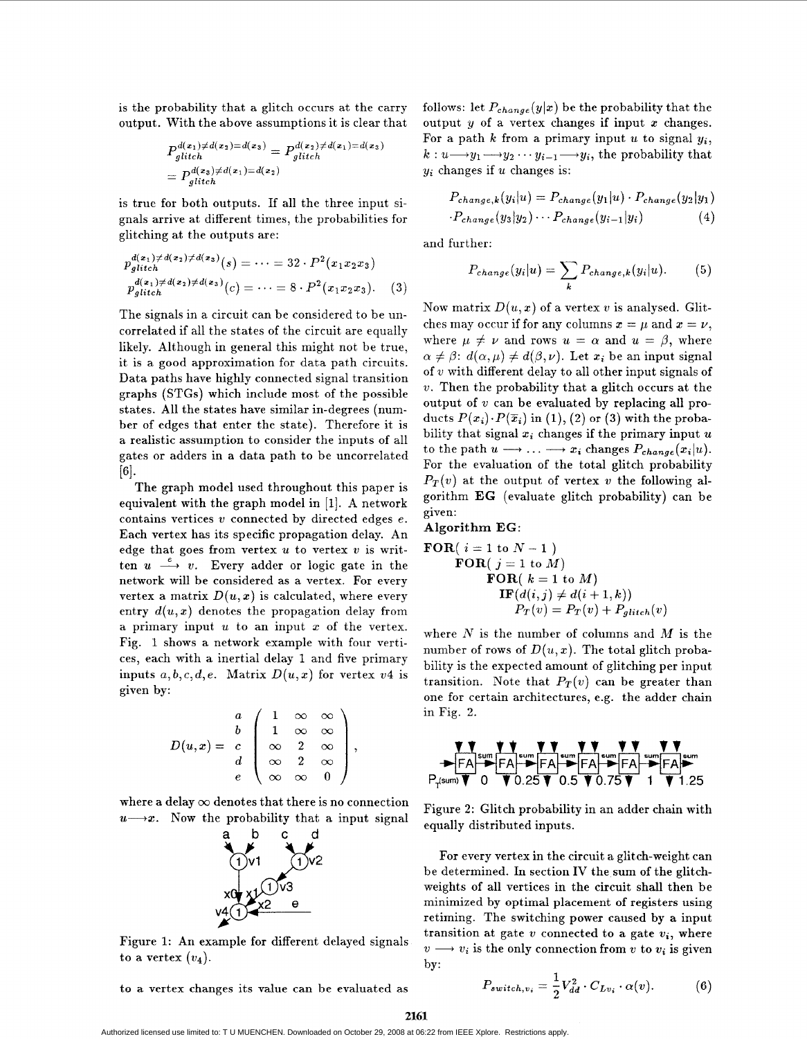is the probability that a glitch occurs at the carry output. With the above assumptions it is clear that

$$P_{glitch}^{d(x_1)\neq d(x_2)=d(x_3)} = P_{glitch}^{d(x_2)\neq d(x_1)=d(x_3)} = P_{glitch}^{d(x_3)\neq d(x_1)=d(x_2)}$$

is true for both outputs. If all the three input signals arrive at different times, the probabilities for glitching at the outputs are:

$$P_{glitch}^{d(x_1)\neq d(x_2)\neq d(x_3)}(s) = \cdots = 32 \cdot P^2(x_1 x_2 x_3)$$
$$P_{glitch}^{d(x_1)\neq d(x_2)\neq d(x_3)}(c) = \cdots = 8 \cdot P^2(x_1 x_2 x_3). \quad (3)$$

The signals in a circuit can be considered to be uncorrelated if all the states of the circuit are equally likely. Although in general this might not be true, it is a good approximation for data path circuits. Data paths have highly connected signal transition graphs (STGs) which include most of the possible states. All the states have similar in-degrees (number of edges that enter the state). Therefore it is a realistic assumption to consider the inputs of all gates or adders in a data path to be uncorrelated [6].

The graph model used throughout this paper is equivalent with the graph model in [1]. A network contains vertices $v$ connected by directed edges $e$. Each vertex has its specific propagation delay. An edge that goes from vertex $u$ to vertex $v$ is written $u \xrightarrow{e} v$. Every adder or logic gate in the network will be considered as a vertex. For every vertex a matrix $D(u,x)$ is calculated, where every entry $d(u,x)$ denotes the propagation delay from a primary input $u$ to an input $x$ of the vertex. Fig. 1 shows a network example with four vertices, each with a inertial delay 1 and five primary inputs $a, b, c, d, e$. Matrix $D(u,x)$ for vertex $v4$ is given by:

$$D(u,x) = \begin{array}{c} a \\ b \\ c \\ d \\ e \end{array} \begin{pmatrix} 1 & \infty & \infty \\ 1 & \infty & \infty \\ \infty & 2 & \infty \\ \infty & 2 & \infty \\ \infty & \infty & 0 \end{pmatrix},$$

where a delay $\infty$ denotes that there is no connection $u \longrightarrow x$. Now the probability that a input signal to a vertex changes its value can be evaluated as follows: let $P_{change}(y|x)$ be the probability that the output $y$ of a vertex changes if input $x$ changes. For a path $k$ from a primary input $u$ to signal $y_i$, $k : u \longrightarrow y_1 \longrightarrow y_2 \cdots y_{i-1} \longrightarrow y_i$, the probability that $y_i$ changes if $u$ changes is:

$$P_{change,k}(y_i|u) = P_{change}(y_1|u) \cdot P_{change}(y_2|y_1) \cdot P_{change}(y_3|y_2) \cdots P_{change}(y_{i-1}|y_i) \quad (4)$$

Figure 1: An example for different delayed signals to a vertex ($v_4$).

and further:

$$P_{change}(y_i|u) = \sum_k P_{change,k}(y_i|u). \quad (5)$$

Now matrix $D(u,x)$ of a vertex $v$ is analysed. Glitches may occur if for any columns $x = \mu$ and $x = \nu$, where $\mu \neq \nu$ and rows $u = \alpha$ and $u = \beta$, where $\alpha \neq \beta$: $d(\alpha, \mu) \neq d(\beta, \nu)$. Let $x_i$ be an input signal of $v$ with different delay to all other input signals of $v$. Then the probability that a glitch occurs at the output of $v$ can be evaluated by replacing all products $P(x_i) \cdot P(\overline{x}_i)$ in (1), (2) or (3) with the probability that signal $x_i$ changes if the primary input $u$ to the path $u \longrightarrow \ldots \longrightarrow x_i$ changes $P_{change}(x_i|u)$. For the evaluation of the total glitch probability $P_T(v)$ at the output of vertex $v$ the following algorithm **EG** (evaluate glitch probability) can be given:

**Algorithm EG**:

```
FOR( i = 1 to N − 1 )
    FOR( j = 1 to M)
        FOR( k = 1 to M)
            IF(d(i, j) ≠ d(i + 1, k))
                P_T(v) = P_T(v) + P_glitch(v)
```

where $N$ is the number of columns and $M$ is the number of rows of $D(u,x)$. The total glitch probability is the expected amount of glitching per input transition. Note that $P_T(v)$ can be greater than one for certain architectures, e.g. the adder chain in Fig. 2.

Figure 2: Glitch probability in an adder chain with equally distributed inputs.

For every vertex in the circuit a glitch-weight can be determined. In section IV the sum of the glitch-weights of all vertices in the circuit shall then be minimized by optimal placement of registers using retiming. The switching power caused by a input transition at gate $v$ connected to a gate $v_i$, where $v \longrightarrow v_i$ is the only connection from $v$ to $v_i$ is given by:

$$P_{switch,v_i} = \frac{1}{2} V_{dd}^2 \cdot C_{Lv_i} \cdot \alpha(v). \quad (6)$$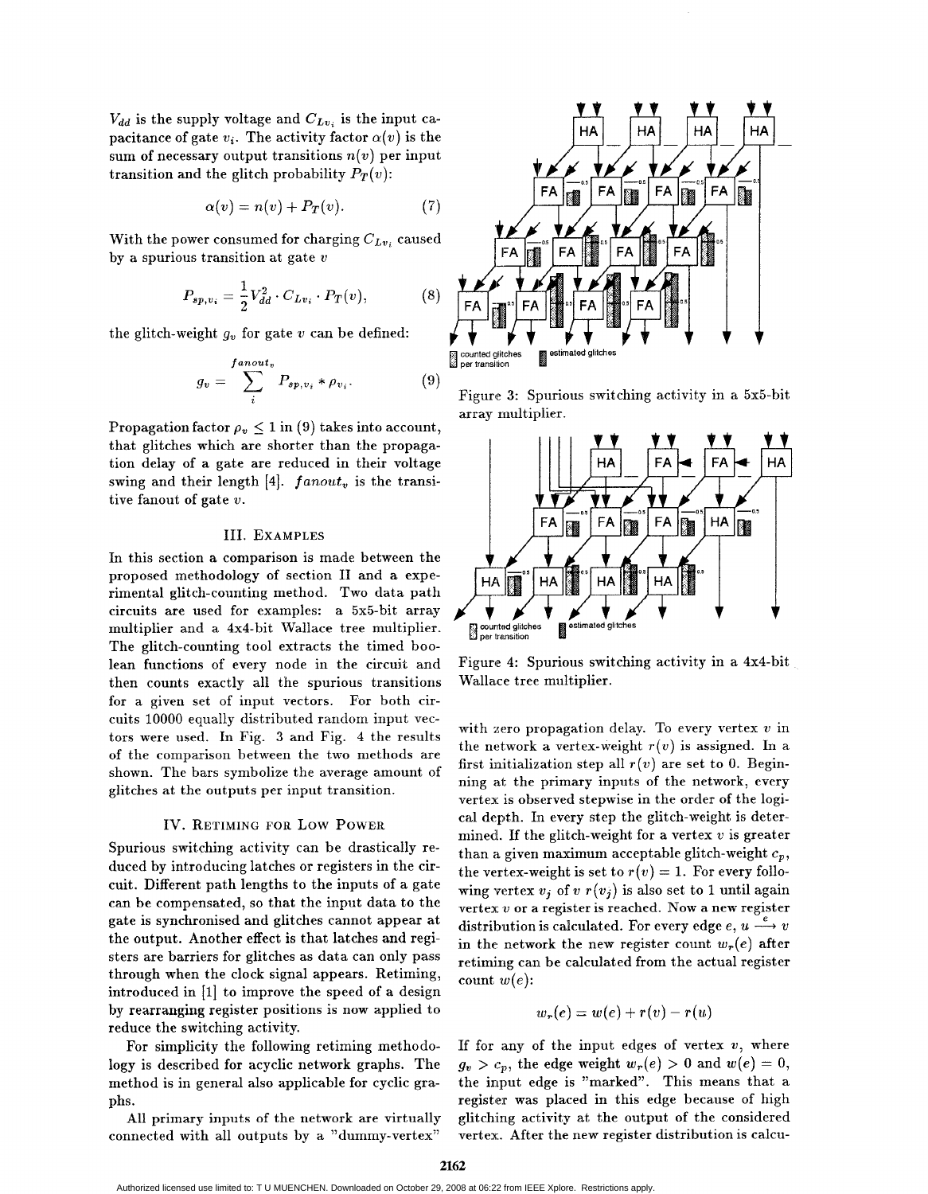$V_{dd}$ is the supply voltage and $C_{Lv_i}$ is the input capacitance of gate $v_i$. The activity factor $\alpha(v)$ is the sum of necessary output transitions $n(v)$ per input transition and the glitch probability $P_T(v)$:

$$\alpha(v) = n(v) + P_T(v). \tag{7}$$

With the power consumed for charging $C_{Lv_i}$ caused by a spurious transition at gate $v$

$$P_{sp,v_i} = \frac{1}{2} V_{dd}^2 \cdot C_{Lv_i} \cdot P_T(v), \tag{8}$$

the glitch-weight $g_v$ for gate $v$ can be defined:

$$g_v = \sum_{i}^{fanout_v} P_{sp,v_i} * \rho_{v_i}. \tag{9}$$

Propagation factor $\rho_v \leq 1$ in (9) takes into account, that glitches which are shorter than the propagation delay of a gate are reduced in their voltage swing and their length [4]. $fanout_v$ is the transitive fanout of gate $v$.

## III. Examples

In this section a comparison is made between the proposed methodology of section II and a experimental glitch-counting method. Two data path circuits are used for examples: a 5x5-bit array multiplier and a 4x4-bit Wallace tree multiplier. The glitch-counting tool extracts the timed boolean functions of every node in the circuit and then counts exactly all the spurious transitions for a given set of input vectors. For both circuits 10000 equally distributed random input vectors were used. In Fig. 3 and Fig. 4 the results of the comparison between the two methods are shown. The bars symbolize the average amount of glitches at the outputs per input transition.

## IV. Retiming for Low Power

Spurious switching activity can be drastically reduced by introducing latches or registers in the circuit. Different path lengths to the inputs of a gate can be compensated, so that the input data to the gate is synchronised and glitches cannot appear at the output. Another effect is that latches and registers are barriers for glitches as data can only pass through when the clock signal appears. Retiming, introduced in [1] to improve the speed of a design by rearranging register positions is now applied to reduce the switching activity.

For simplicity the following retiming methodology is described for acyclic network graphs. The method is in general also applicable for cyclic graphs.

All primary inputs of the network are virtually connected with all outputs by a "dummy-vertex" with zero propagation delay. To every vertex $v$ in the network a vertex-weight $r(v)$ is assigned. In a first initialization step all $r(v)$ are set to 0. Beginning at the primary inputs of the network, every vertex is observed stepwise in the order of the logical depth. In every step the glitch-weight is determined. If the glitch-weight for a vertex $v$ is greater than a given maximum acceptable glitch-weight $c_p$, the vertex-weight is set to $r(v) = 1$. For every following vertex $v_j$ of $v$ $r(v_j)$ is also set to 1 until again vertex $v$ or a register is reached. Now a new register distribution is calculated. For every edge $e$, $u \xrightarrow{e} v$ in the network the new register count $w_r(e)$ after retiming can be calculated from the actual register count $w(e)$:

$$w_r(e) = w(e) + r(v) - r(u)$$

If for any of the input edges of vertex $v$, where $g_v > c_p$, the edge weight $w_r(e) > 0$ and $w(e) = 0$, the input edge is "marked". This means that a register was placed in this edge because of high glitching activity at the output of the considered vertex. After the new register distribution is calcu-

Figure 3: Spurious switching activity in a 5x5-bit array multiplier.

Figure 4: Spurious switching activity in a 4x4-bit Wallace tree multiplier.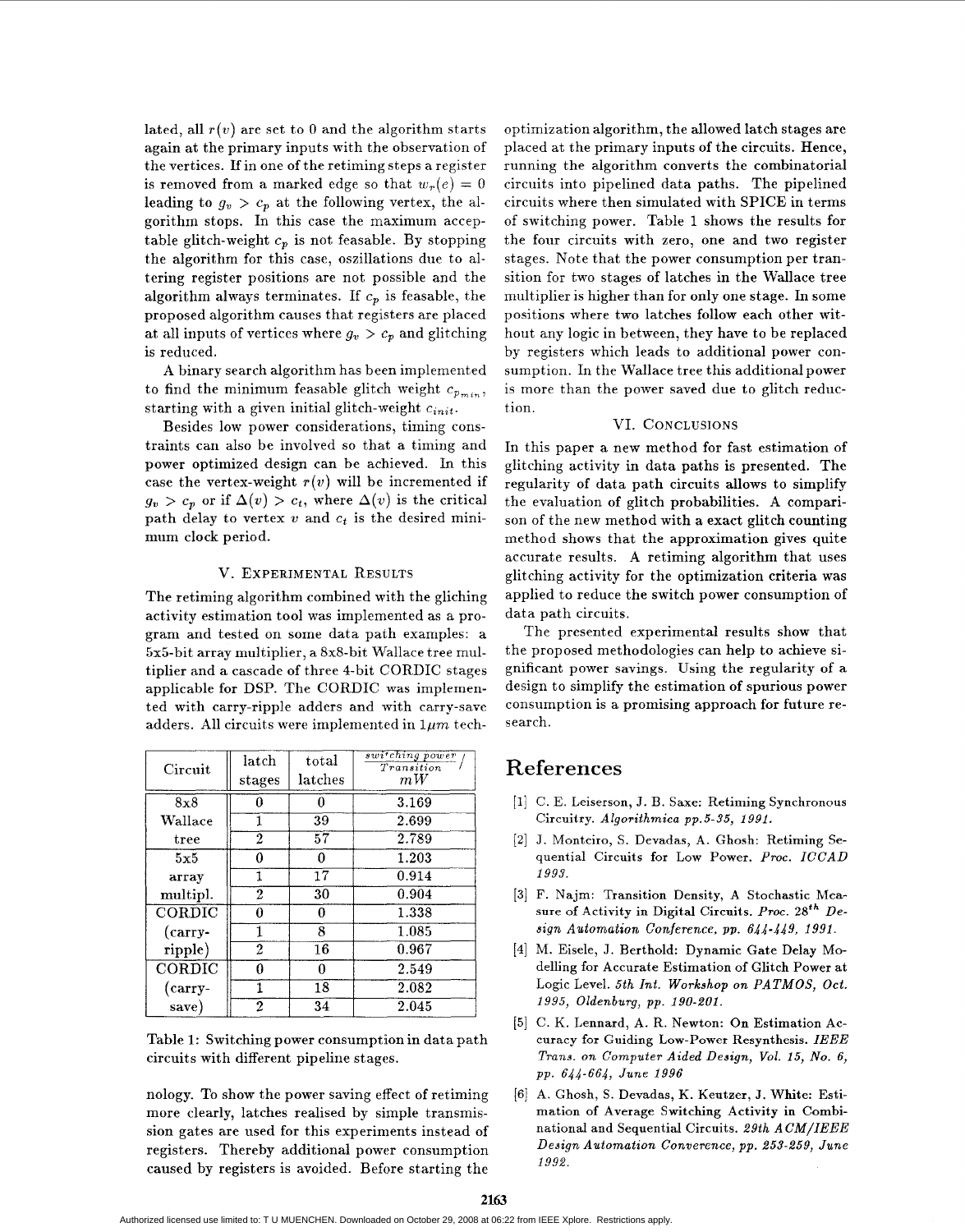lated, all $r(v)$ are set to 0 and the algorithm starts again at the primary inputs with the observation of the vertices. If in one of the retiming steps a register is removed from a marked edge so that $w_r(e) = 0$ leading to $g_v > c_p$ at the following vertex, the algorithm stops. In this case the maximum acceptable glitch-weight $c_p$ is not feasable. By stopping the algorithm for this case, oszillations due to altering register positions are not possible and the algorithm always terminates. If $c_p$ is feasable, the proposed algorithm causes that registers are placed at all inputs of vertices where $g_v > c_p$ and glitching is reduced.

A binary search algorithm has been implemented to find the minimum feasable glitch weight $c_{p_{min}}$, starting with a given initial glitch-weight $c_{init}$.

Besides low power considerations, timing constraints can also be involved so that a timing and power optimized design can be achieved. In this case the vertex-weight $r(v)$ will be incremented if $g_v > c_p$ or if $\Delta(v) > c_t$, where $\Delta(v)$ is the critical path delay to vertex $v$ and $c_t$ is the desired minimum clock period.

## V. Experimental Results

The retiming algorithm combined with the gliching activity estimation tool was implemented as a program and tested on some data path examples: a 5x5-bit array multiplier, a 8x8-bit Wallace tree multiplier and a cascade of three 4-bit CORDIC stages applicable for DSP. The CORDIC was implemented with carry-ripple adders and with carry-save adders. All circuits were implemented in $1\mu m$ technology. To show the power saving effect of retiming more clearly, latches realised by simple transmission gates are used for this experiments instead of registers. Thereby additional power consumption caused by registers is avoided. Before starting the optimization algorithm, the allowed latch stages are placed at the primary inputs of the circuits. Hence, running the algorithm converts the combinatorial circuits into pipelined data paths. The pipelined circuits where then simulated with SPICE in terms of switching power. Table 1 shows the results for the four circuits with zero, one and two register stages. Note that the power consumption per transition for two stages of latches in the Wallace tree multiplier is higher than for only one stage. In some positions where two latches follow each other without any logic in between, they have to be replaced by registers which leads to additional power consumption. In the Wallace tree this additional power is more than the power saved due to glitch reduction.

| Circuit | latch stages | total latches | $\frac{\text{switching power}}{\text{Transition}}$ $mW$ |
|---|---|---|---|
| 8x8 Wallace tree | 0 | 0 | 3.169 |
| | 1 | 39 | 2.699 |
| | 2 | 57 | 2.789 |
| 5x5 array multipl. | 0 | 0 | 1.203 |
| | 1 | 17 | 0.914 |
| | 2 | 30 | 0.904 |
| CORDIC (carry-ripple) | 0 | 0 | 1.338 |
| | 1 | 8 | 1.085 |
| | 2 | 16 | 0.967 |
| CORDIC (carry-save) | 0 | 0 | 2.549 |
| | 1 | 18 | 2.082 |
| | 2 | 34 | 2.045 |

Table 1: Switching power consumption in data path circuits with different pipeline stages.

## VI. Conclusions

In this paper a new method for fast estimation of glitching activity in data paths is presented. The regularity of data path circuits allows to simplify the evaluation of glitch probabilities. A comparison of the new method with a exact glitch counting method shows that the approximation gives quite accurate results. A retiming algorithm that uses glitching activity for the optimization criteria was applied to reduce the switch power consumption of data path circuits.

The presented experimental results show that the proposed methodologies can help to achieve significant power savings. Using the regularity of a design to simplify the estimation of spurious power consumption is a promising approach for future research.

# References

[1] C. E. Leiserson, J. B. Saxe: Retiming Synchronous Circuitry. *Algorithmica pp.5-35, 1991.*

[2] J. Monteiro, S. Devadas, A. Ghosh: Retiming Sequential Circuits for Low Power. *Proc. ICCAD 1993.*

[3] F. Najm: Transition Density, A Stochastic Measure of Activity in Digital Circuits. *Proc. 28th Design Automation Conference, pp. 644-449, 1991.*

[4] M. Eisele, J. Berthold: Dynamic Gate Delay Modelling for Accurate Estimation of Glitch Power at Logic Level. *5th Int. Workshop on PATMOS, Oct. 1995, Oldenburg, pp. 190-201.*

[5] C. K. Lennard, A. R. Newton: On Estimation Accuracy for Guiding Low-Power Resynthesis. *IEEE Trans. on Computer Aided Design, Vol. 15, No. 6, pp. 644-664, June 1996*

[6] A. Ghosh, S. Devadas, K. Keutzer, J. White: Estimation of Average Switching Activity in Combinational and Sequential Circuits. *29th ACM/IEEE Design Automation Converence, pp. 253-259, June 1992.*